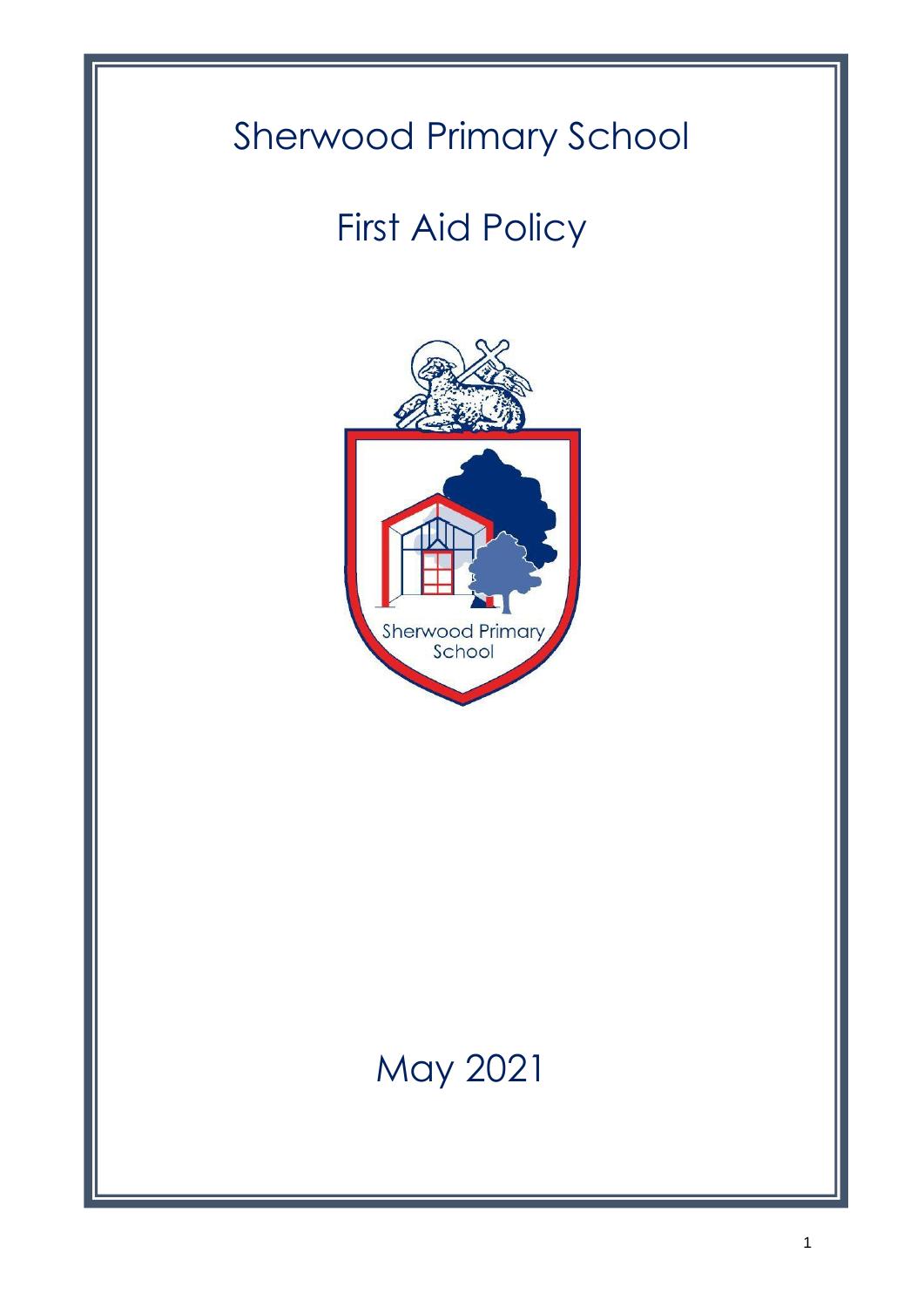# Sherwood Primary School

# First Aid Policy

May 2021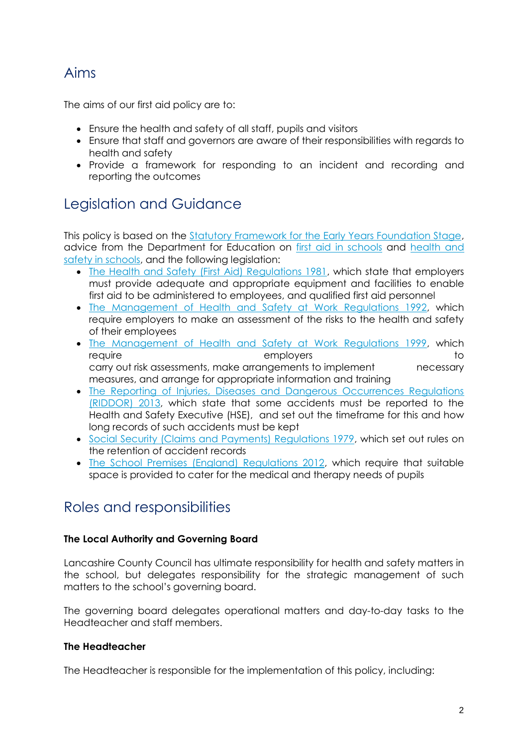## Aims

The aims of our first aid policy are to:

- Ensure the health and safety of all staff, pupils and visitors
- Ensure that staff and governors are aware of their responsibilities with regards to health and safety
- Provide a framework for responding to an incident and recording and reporting the outcomes

## Legislation and Guidance

This policy is based on the [Statutory Framework for the Early Years Foundation Stage](), advice from the Department for Education on [first aid in schools]() and [health and safety in schools](), and the following legislation:

- [The Health and Safety (First Aid) Regulations 1981](), which state that employers must provide adequate and appropriate equipment and facilities to enable first aid to be administered to employees, and qualified first aid personnel
- [The Management of Health and Safety at Work Regulations 1992](), which require employers to make an assessment of the risks to the health and safety of their employees
- [The Management of Health and Safety at Work Regulations 1999](), which require employers to carry out risk assessments, make arrangements to implement necessary measures, and arrange for appropriate information and training
- [The Reporting of Injuries, Diseases and Dangerous Occurrences Regulations (RIDDOR) 2013](), which state that some accidents must be reported to the Health and Safety Executive (HSE), and set out the timeframe for this and how long records of such accidents must be kept
- [Social Security (Claims and Payments) Regulations 1979](), which set out rules on the retention of accident records
- [The School Premises (England) Regulations 2012](), which require that suitable space is provided to cater for the medical and therapy needs of pupils

## Roles and responsibilities

**The Local Authority and Governing Board**

Lancashire County Council has ultimate responsibility for health and safety matters in the school, but delegates responsibility for the strategic management of such matters to the school's governing board.

The governing board delegates operational matters and day-to-day tasks to the Headteacher and staff members.

**The Headteacher**

The Headteacher is responsible for the implementation of this policy, including: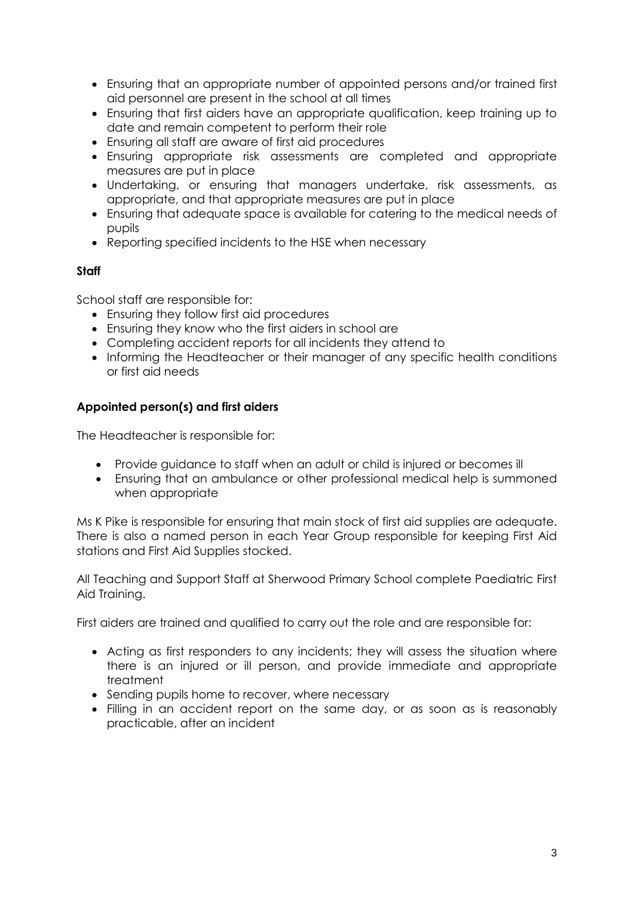- Ensuring that an appropriate number of appointed persons and/or trained first aid personnel are present in the school at all times
- Ensuring that first aiders have an appropriate qualification, keep training up to date and remain competent to perform their role
- Ensuring all staff are aware of first aid procedures
- Ensuring appropriate risk assessments are completed and appropriate measures are put in place
- Undertaking, or ensuring that managers undertake, risk assessments, as appropriate, and that appropriate measures are put in place
- Ensuring that adequate space is available for catering to the medical needs of pupils
- Reporting specified incidents to the HSE when necessary

**Staff**

School staff are responsible for:

- Ensuring they follow first aid procedures
- Ensuring they know who the first aiders in school are
- Completing accident reports for all incidents they attend to
- Informing the Headteacher or their manager of any specific health conditions or first aid needs

**Appointed person(s) and first aiders**

The Headteacher is responsible for:

- Provide guidance to staff when an adult or child is injured or becomes ill
- Ensuring that an ambulance or other professional medical help is summoned when appropriate

Ms K Pike is responsible for ensuring that main stock of first aid supplies are adequate. There is also a named person in each Year Group responsible for keeping First Aid stations and First Aid Supplies stocked.

All Teaching and Support Staff at Sherwood Primary School complete Paediatric First Aid Training.

First aiders are trained and qualified to carry out the role and are responsible for:

- Acting as first responders to any incidents; they will assess the situation where there is an injured or ill person, and provide immediate and appropriate treatment
- Sending pupils home to recover, where necessary
- Filling in an accident report on the same day, or as soon as is reasonably practicable, after an incident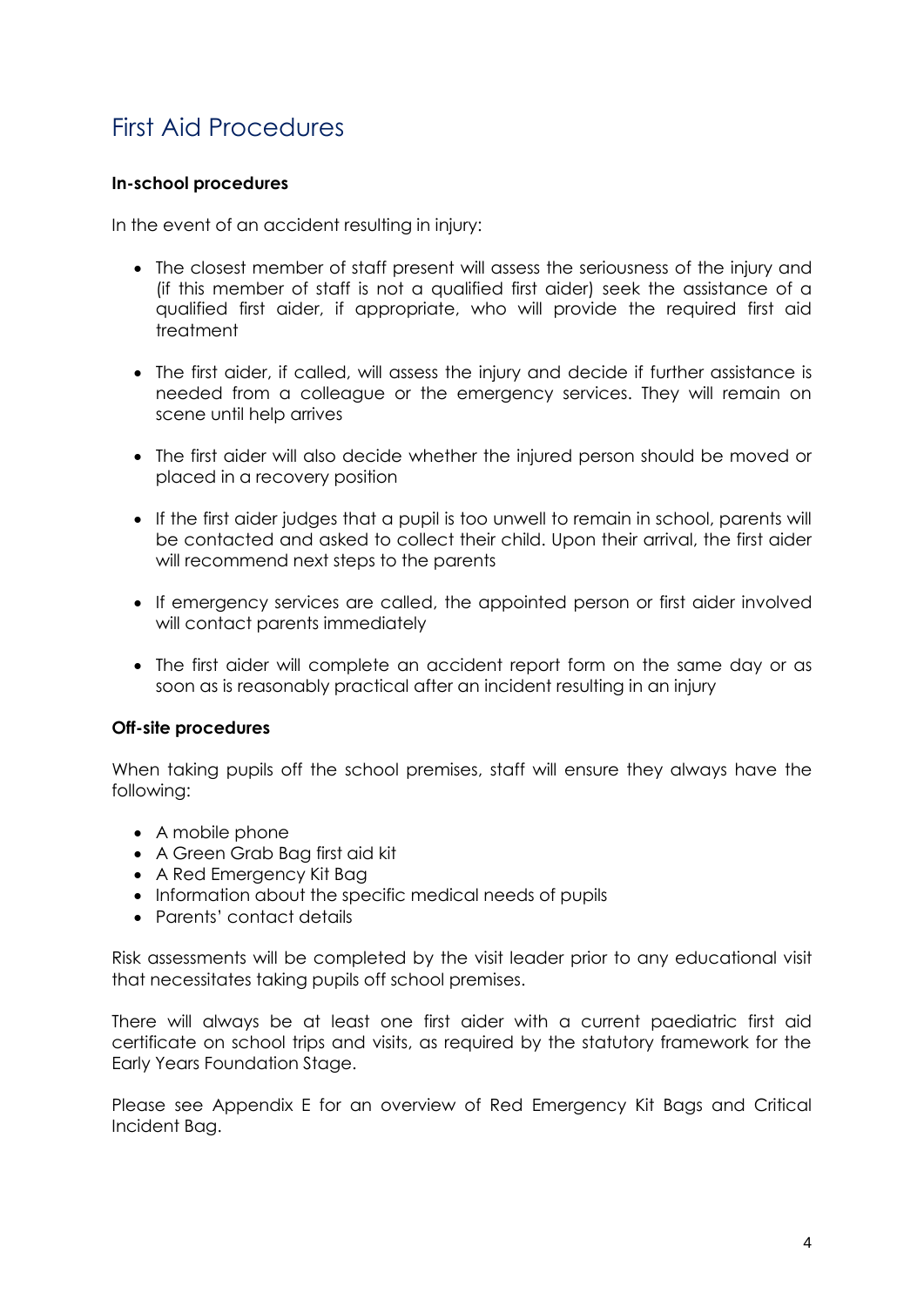# First Aid Procedures

**In-school procedures**

In the event of an accident resulting in injury:

- The closest member of staff present will assess the seriousness of the injury and (if this member of staff is not a qualified first aider) seek the assistance of a qualified first aider, if appropriate, who will provide the required first aid treatment
- The first aider, if called, will assess the injury and decide if further assistance is needed from a colleague or the emergency services. They will remain on scene until help arrives
- The first aider will also decide whether the injured person should be moved or placed in a recovery position
- If the first aider judges that a pupil is too unwell to remain in school, parents will be contacted and asked to collect their child. Upon their arrival, the first aider will recommend next steps to the parents
- If emergency services are called, the appointed person or first aider involved will contact parents immediately
- The first aider will complete an accident report form on the same day or as soon as is reasonably practical after an incident resulting in an injury

**Off-site procedures**

When taking pupils off the school premises, staff will ensure they always have the following:

- A mobile phone
- A Green Grab Bag first aid kit
- A Red Emergency Kit Bag
- Information about the specific medical needs of pupils
- Parents' contact details

Risk assessments will be completed by the visit leader prior to any educational visit that necessitates taking pupils off school premises.

There will always be at least one first aider with a current paediatric first aid certificate on school trips and visits, as required by the statutory framework for the Early Years Foundation Stage.

Please see Appendix E for an overview of Red Emergency Kit Bags and Critical Incident Bag.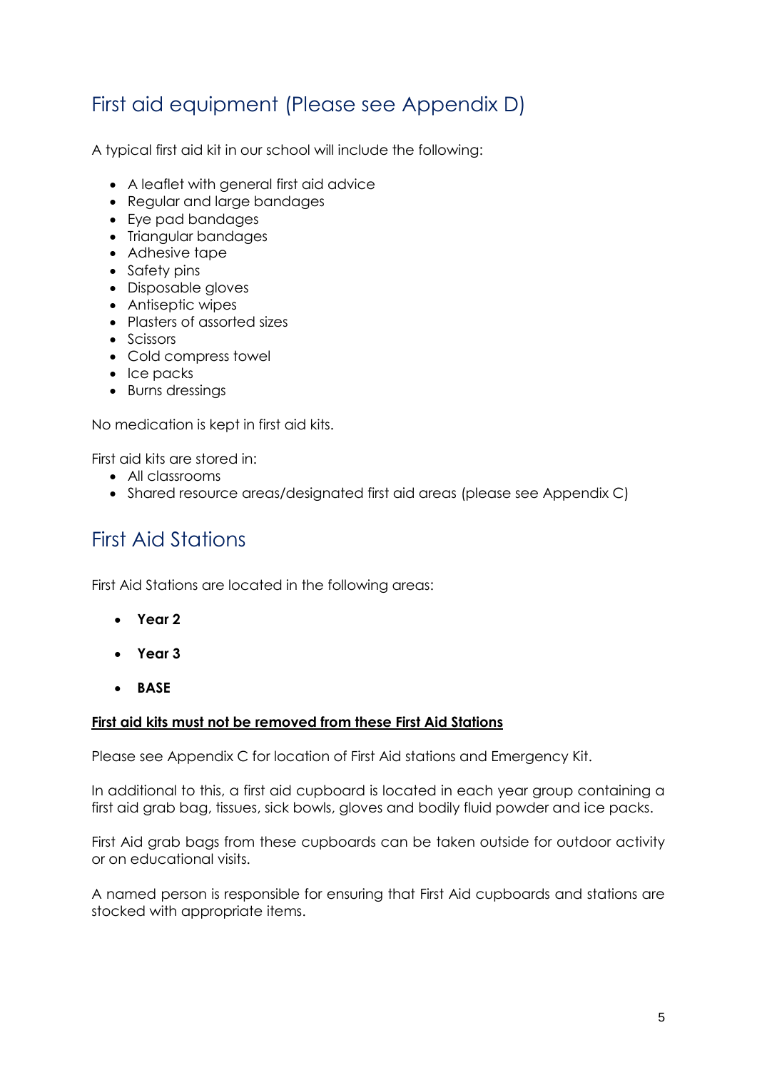## First aid equipment (Please see Appendix D)

A typical first aid kit in our school will include the following:

- A leaflet with general first aid advice
- Regular and large bandages
- Eye pad bandages
- Triangular bandages
- Adhesive tape
- Safety pins
- Disposable gloves
- Antiseptic wipes
- Plasters of assorted sizes
- Scissors
- Cold compress towel
- Ice packs
- Burns dressings

No medication is kept in first aid kits.

First aid kits are stored in:

- All classrooms
- Shared resource areas/designated first aid areas (please see Appendix C)

## First Aid Stations

First Aid Stations are located in the following areas:

- **Year 2**
- **Year 3**
- **BASE**

**<u>First aid kits must not be removed from these First Aid Stations</u>**

Please see Appendix C for location of First Aid stations and Emergency Kit.

In additional to this, a first aid cupboard is located in each year group containing a first aid grab bag, tissues, sick bowls, gloves and bodily fluid powder and ice packs.

First Aid grab bags from these cupboards can be taken outside for outdoor activity or on educational visits.

A named person is responsible for ensuring that First Aid cupboards and stations are stocked with appropriate items.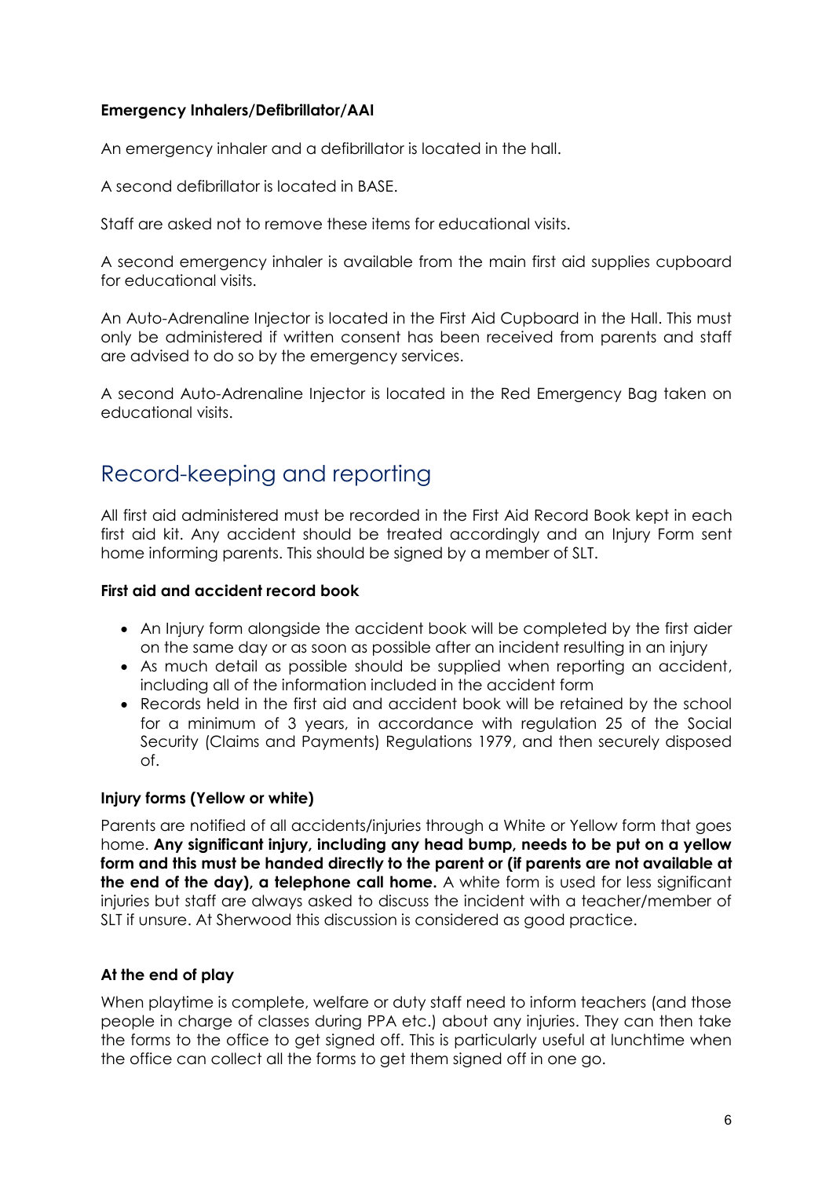**Emergency Inhalers/Defibrillator/AAI**

An emergency inhaler and a defibrillator is located in the hall.

A second defibrillator is located in BASE.

Staff are asked not to remove these items for educational visits.

A second emergency inhaler is available from the main first aid supplies cupboard for educational visits.

An Auto-Adrenaline Injector is located in the First Aid Cupboard in the Hall. This must only be administered if written consent has been received from parents and staff are advised to do so by the emergency services.

A second Auto-Adrenaline Injector is located in the Red Emergency Bag taken on educational visits.

## Record-keeping and reporting

All first aid administered must be recorded in the First Aid Record Book kept in each first aid kit. Any accident should be treated accordingly and an Injury Form sent home informing parents. This should be signed by a member of SLT.

**First aid and accident record book**

- An Injury form alongside the accident book will be completed by the first aider on the same day or as soon as possible after an incident resulting in an injury
- As much detail as possible should be supplied when reporting an accident, including all of the information included in the accident form
- Records held in the first aid and accident book will be retained by the school for a minimum of 3 years, in accordance with regulation 25 of the Social Security (Claims and Payments) Regulations 1979, and then securely disposed of.

**Injury forms (Yellow or white)**

Parents are notified of all accidents/injuries through a White or Yellow form that goes home. **Any significant injury, including any head bump, needs to be put on a yellow form and this must be handed directly to the parent or (if parents are not available at the end of the day), a telephone call home.** A white form is used for less significant injuries but staff are always asked to discuss the incident with a teacher/member of SLT if unsure. At Sherwood this discussion is considered as good practice.

**At the end of play**

When playtime is complete, welfare or duty staff need to inform teachers (and those people in charge of classes during PPA etc.) about any injuries. They can then take the forms to the office to get signed off. This is particularly useful at lunchtime when the office can collect all the forms to get them signed off in one go.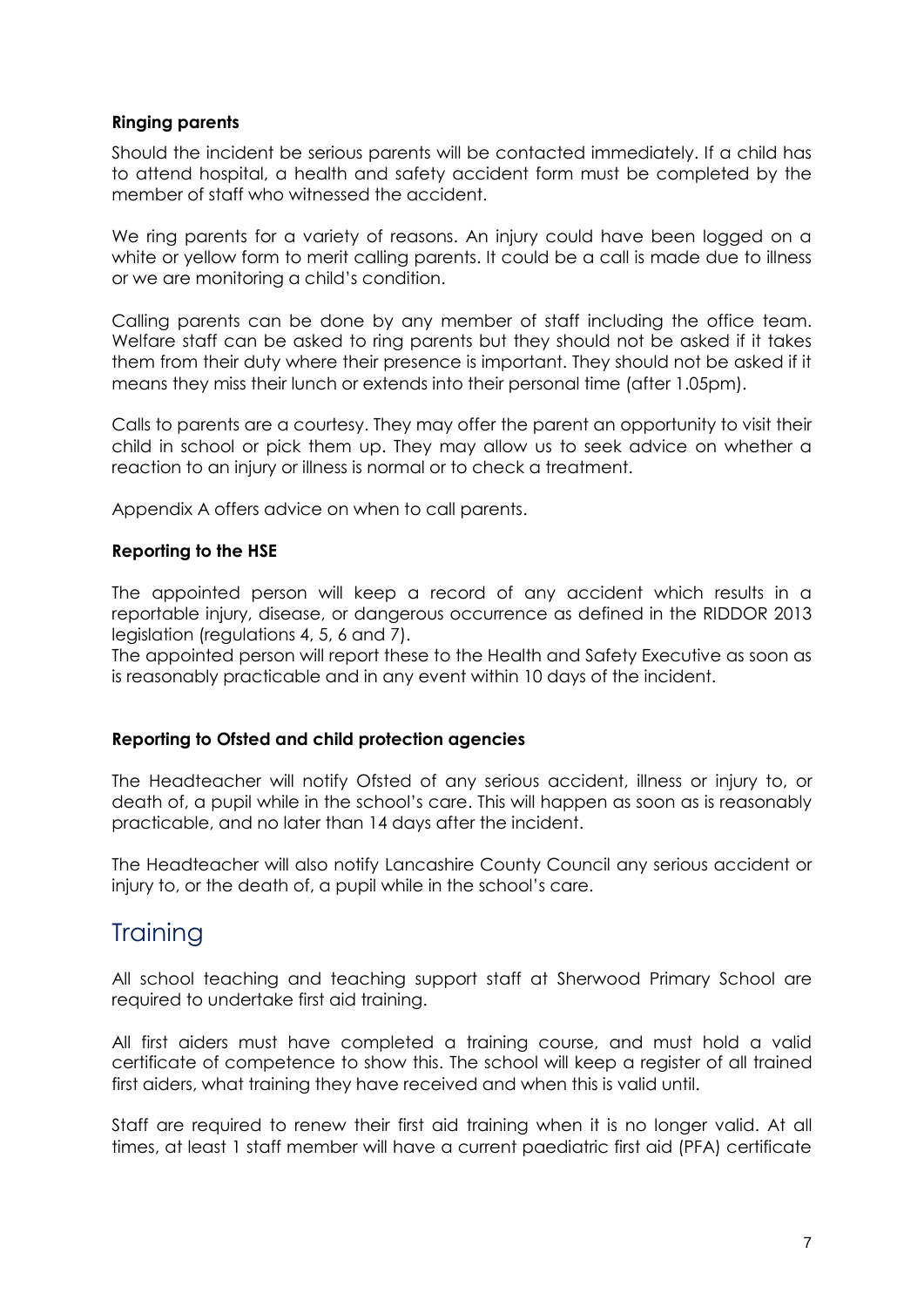### Ringing parents

Should the incident be serious parents will be contacted immediately. If a child has to attend hospital, a health and safety accident form must be completed by the member of staff who witnessed the accident.

We ring parents for a variety of reasons. An injury could have been logged on a white or yellow form to merit calling parents. It could be a call is made due to illness or we are monitoring a child's condition.

Calling parents can be done by any member of staff including the office team. Welfare staff can be asked to ring parents but they should not be asked if it takes them from their duty where their presence is important. They should not be asked if it means they miss their lunch or extends into their personal time (after 1.05pm).

Calls to parents are a courtesy. They may offer the parent an opportunity to visit their child in school or pick them up. They may allow us to seek advice on whether a reaction to an injury or illness is normal or to check a treatment.

Appendix A offers advice on when to call parents.

### Reporting to the HSE

The appointed person will keep a record of any accident which results in a reportable injury, disease, or dangerous occurrence as defined in the RIDDOR 2013 legislation (regulations 4, 5, 6 and 7).

The appointed person will report these to the Health and Safety Executive as soon as is reasonably practicable and in any event within 10 days of the incident.

### Reporting to Ofsted and child protection agencies

The Headteacher will notify Ofsted of any serious accident, illness or injury to, or death of, a pupil while in the school's care. This will happen as soon as is reasonably practicable, and no later than 14 days after the incident.

The Headteacher will also notify Lancashire County Council any serious accident or injury to, or the death of, a pupil while in the school's care.

## Training

All school teaching and teaching support staff at Sherwood Primary School are required to undertake first aid training.

All first aiders must have completed a training course, and must hold a valid certificate of competence to show this. The school will keep a register of all trained first aiders, what training they have received and when this is valid until.

Staff are required to renew their first aid training when it is no longer valid. At all times, at least 1 staff member will have a current paediatric first aid (PFA) certificate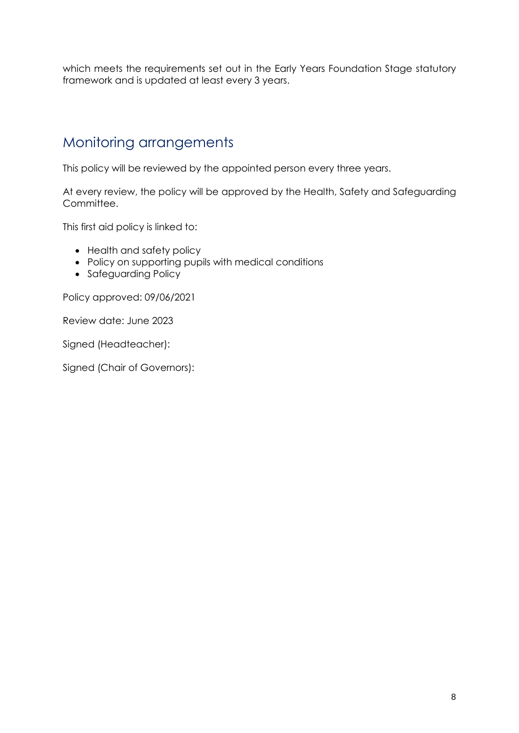which meets the requirements set out in the Early Years Foundation Stage statutory framework and is updated at least every 3 years.

## Monitoring arrangements

This policy will be reviewed by the appointed person every three years.

At every review, the policy will be approved by the Health, Safety and Safeguarding Committee.

This first aid policy is linked to:

- Health and safety policy
- Policy on supporting pupils with medical conditions
- Safeguarding Policy

Policy approved: 09/06/2021

Review date: June 2023

Signed (Headteacher):

Signed (Chair of Governors):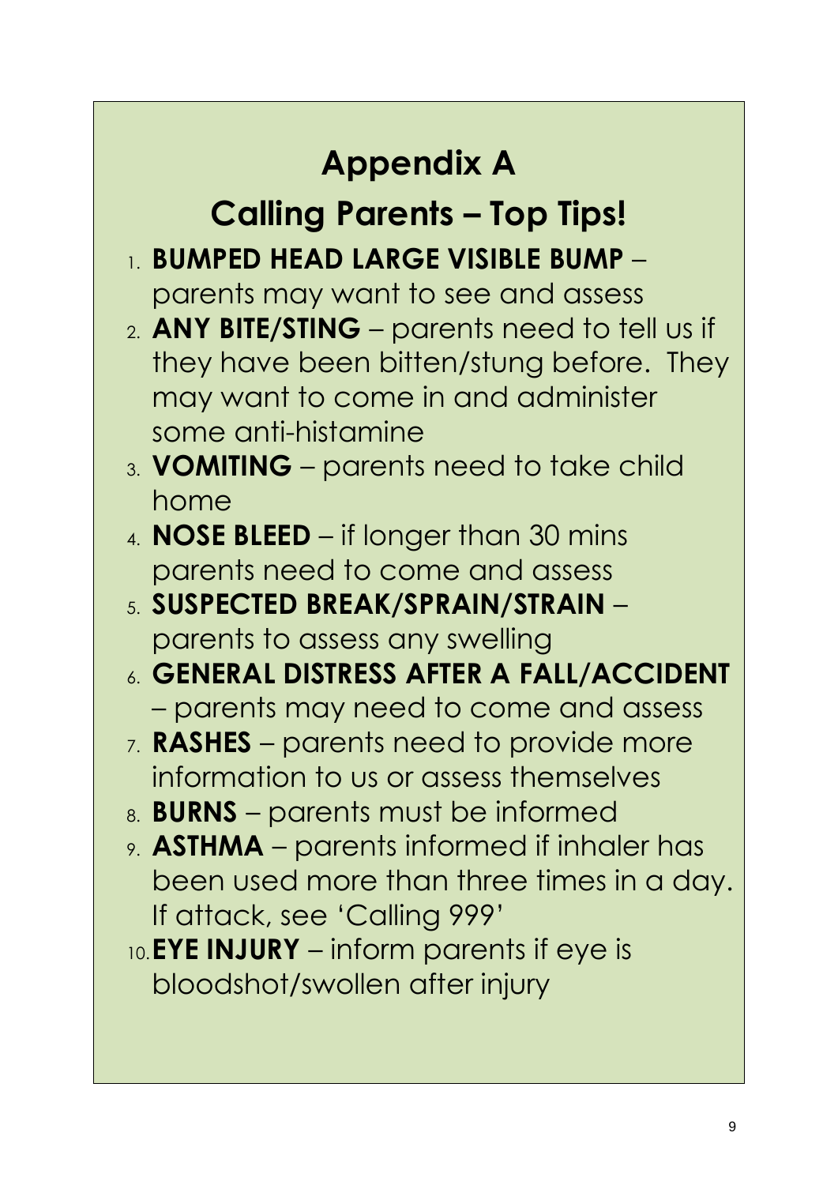# Appendix A

## Calling Parents – Top Tips!

1. **BUMPED HEAD LARGE VISIBLE BUMP** – parents may want to see and assess
2. **ANY BITE/STING** – parents need to tell us if they have been bitten/stung before. They may want to come in and administer some anti-histamine
3. **VOMITING** – parents need to take child home
4. **NOSE BLEED** – if longer than 30 mins parents need to come and assess
5. **SUSPECTED BREAK/SPRAIN/STRAIN** – parents to assess any swelling
6. **GENERAL DISTRESS AFTER A FALL/ACCIDENT** – parents may need to come and assess
7. **RASHES** – parents need to provide more information to us or assess themselves
8. **BURNS** – parents must be informed
9. **ASTHMA** – parents informed if inhaler has been used more than three times in a day. If attack, see 'Calling 999'
10. **EYE INJURY** – inform parents if eye is bloodshot/swollen after injury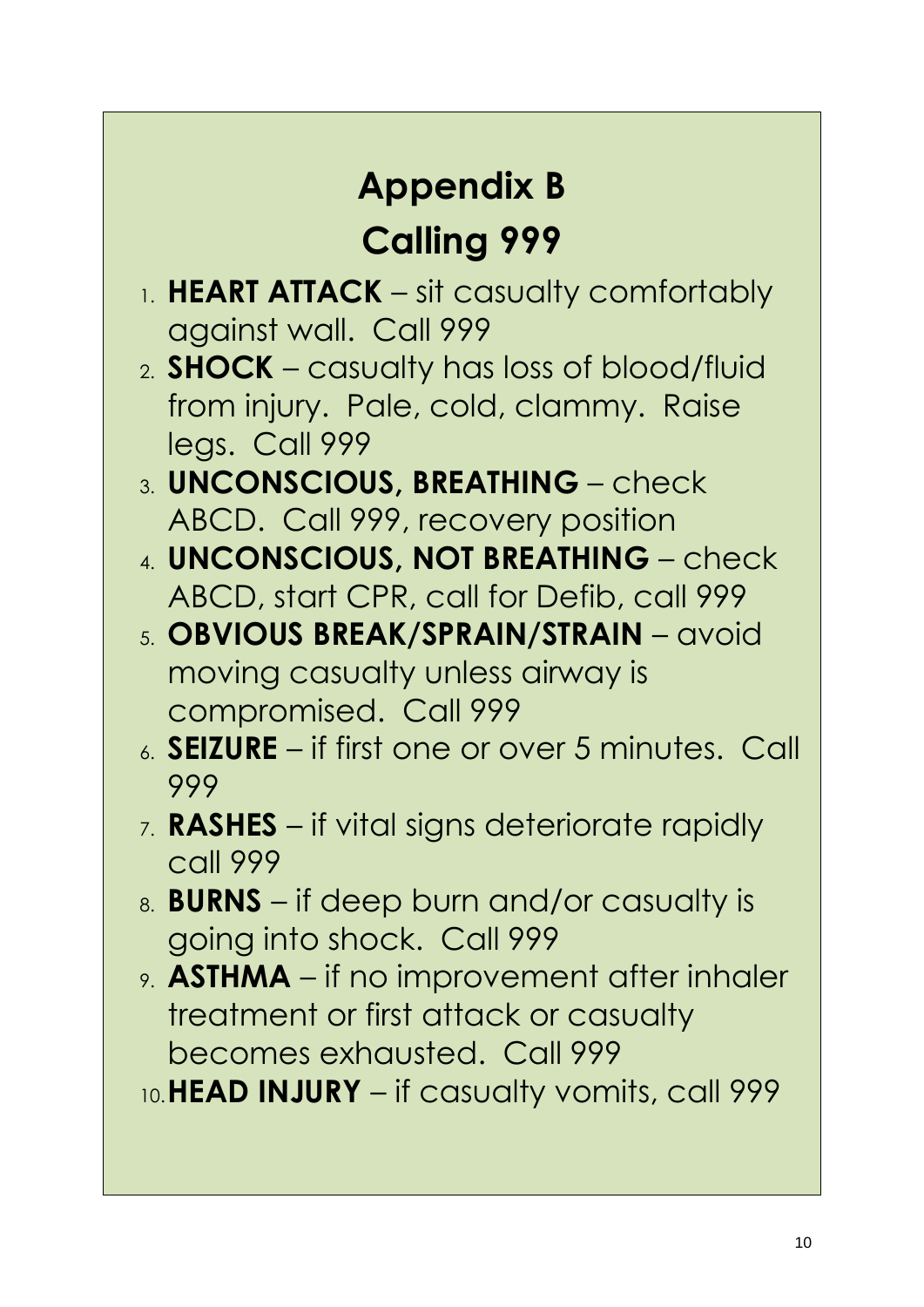# Appendix B
## Calling 999

1. **HEART ATTACK** – sit casualty comfortably against wall. Call 999
2. **SHOCK** – casualty has loss of blood/fluid from injury. Pale, cold, clammy. Raise legs. Call 999
3. **UNCONSCIOUS, BREATHING** – check ABCD. Call 999, recovery position
4. **UNCONSCIOUS, NOT BREATHING** – check ABCD, start CPR, call for Defib, call 999
5. **OBVIOUS BREAK/SPRAIN/STRAIN** – avoid moving casualty unless airway is compromised. Call 999
6. **SEIZURE** – if first one or over 5 minutes. Call 999
7. **RASHES** – if vital signs deteriorate rapidly call 999
8. **BURNS** – if deep burn and/or casualty is going into shock. Call 999
9. **ASTHMA** – if no improvement after inhaler treatment or first attack or casualty becomes exhausted. Call 999
10. **HEAD INJURY** – if casualty vomits, call 999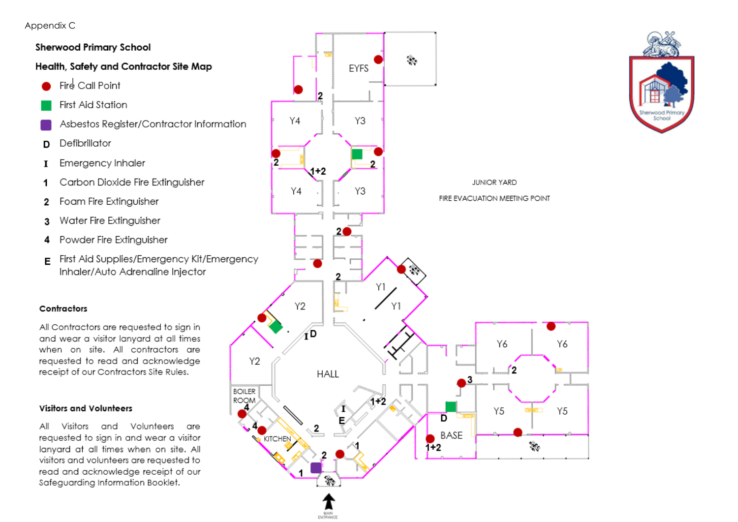Appendix C

## Sherwood Primary School

## Health, Safety and Contractor Site Map

- ● Fire Call Point
- ■ First Aid Station
- ■ Asbestos Register/Contractor Information
- **D** Defibrillator
- **I** Emergency Inhaler
- **1** Carbon Dioxide Fire Extinguisher
- **2** Foam Fire Extinguisher
- **3** Water Fire Extinguisher
- **4** Powder Fire Extinguisher
- **E** First Aid Supplies/Emergency Kit/Emergency Inhaler/Auto Adrenaline Injector

### Contractors

All Contractors are requested to sign in and wear a visitor lanyard at all times when on site. All contractors are requested to read and acknowledge receipt of our Contractors Site Rules.

### Visitors and Volunteers

All Visitors and Volunteers are requested to sign in and wear a visitor lanyard at all times when on site. All visitors and volunteers are requested to read and acknowledge receipt of our Safeguarding Information Booklet.

JUNIOR YARD

FIRE EVACUATION MEETING POINT

EYFS, Y4, Y3, Y4, Y3, Y2, Y1, Y1, Y2, HALL, BOILER ROOM, KITCHEN, Y6, Y6, Y5, Y5, BASE

MAIN ENTRANCE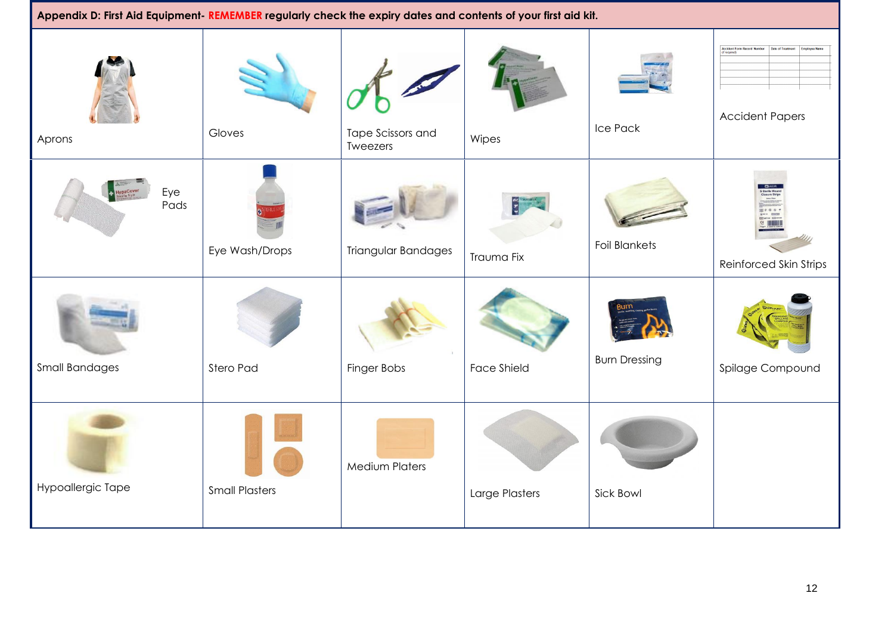**Appendix D: First Aid Equipment- REMEMBER regularly check the expiry dates and contents of your first aid kit.**

| | | | | | |
|---|---|---|---|---|---|
| Aprons | Gloves | Tape Scissors and Tweezers | Wipes | Ice Pack | Accident Papers |
| Eye Pads | Eye Wash/Drops | Triangular Bandages | Trauma Fix | Foil Blankets | Reinforced Skin Strips |
| Small Bandages | Stero Pad | Finger Bobs | Face Shield | Burn Dressing | Spilage Compound |
| Hypoallergic Tape | Small Plasters | Medium Platers | Large Plasters | Sick Bowl | |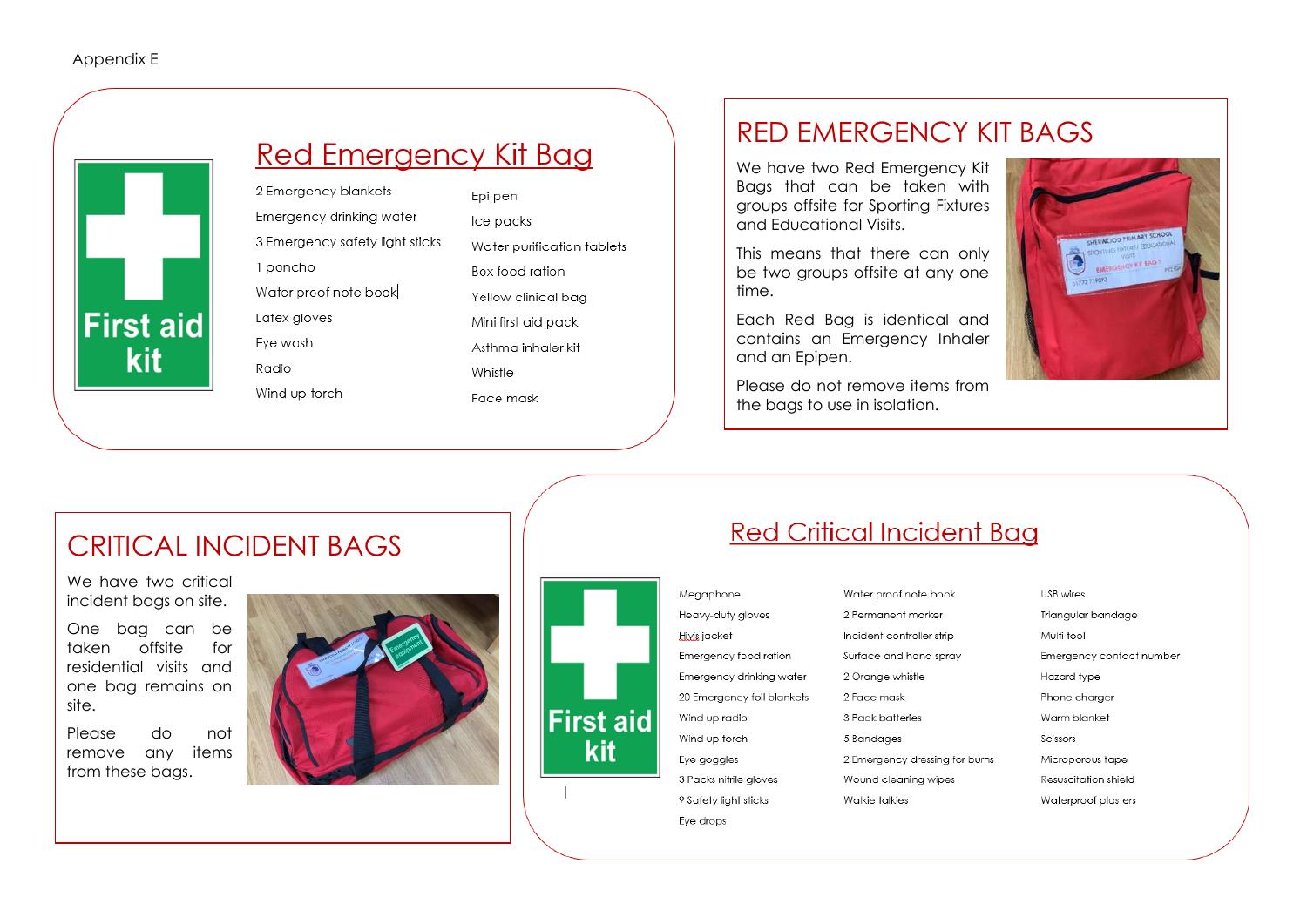Appendix E

## Red Emergency Kit Bag

First aid kit

- 2 Emergency blankets
- Emergency drinking water
- 3 Emergency safety light sticks
- 1 poncho
- Water proof note book
- Latex gloves
- Eye wash
- Radio
- Wind up torch
- Epi pen
- Ice packs
- Water purification tablets
- Box food ration
- Yellow clinical bag
- Mini first aid pack
- Asthma inhaler kit
- Whistle
- Face mask

## RED EMERGENCY KIT BAGS

We have two Red Emergency Kit Bags that can be taken with groups offsite for Sporting Fixtures and Educational Visits.

This means that there can only be two groups offsite at any one time.

Each Red Bag is identical and contains an Emergency Inhaler and an Epipen.

Please do not remove items from the bags to use in isolation.

## CRITICAL INCIDENT BAGS

We have two critical incident bags on site.

One bag can be taken offsite for residential visits and one bag remains on site.

Please do not remove any items from these bags.

## Red Critical Incident Bag

First aid kit

- Megaphone
- Heavy-duty gloves
- Hivis jacket
- Emergency food ration
- Emergency drinking water
- 20 Emergency foil blankets
- Wind up radio
- Wind up torch
- Eye goggles
- 3 Packs nitrile gloves
- 9 Safety light sticks
- Eye drops
- Water proof note book
- 2 Permanent marker
- Incident controller strip
- Surface and hand spray
- 2 Orange whistle
- 2 Face mask
- 3 Pack batteries
- 5 Bandages
- 2 Emergency dressing for burns
- Wound cleaning wipes
- Walkie talkies
- USB wires
- Triangular bandage
- Multi tool
- Emergency contact number
- Hazard type
- Phone charger
- Warm blanket
- Scissors
- Microporous tape
- Resuscitation shield
- Waterproof plasters